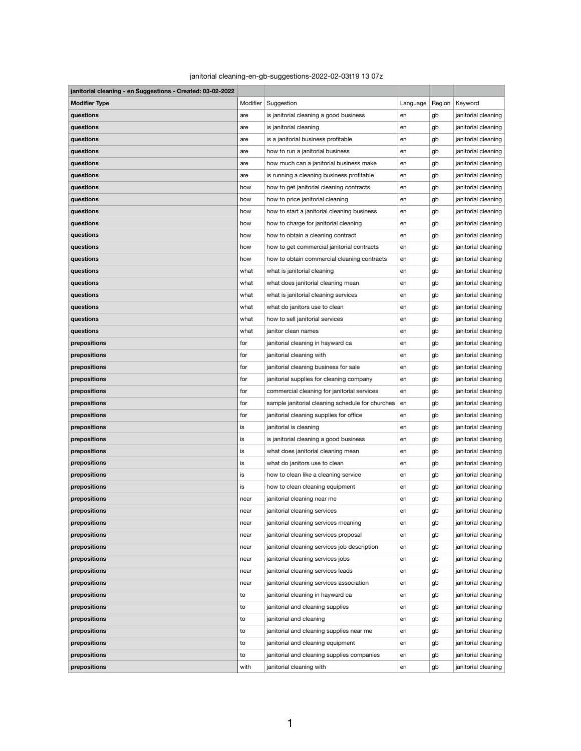janitorial cleaning-en-gb-suggestions-2022-02-03t19 13 07z

| janitorial cleaning - en Suggestions - Created: 03-02-2022 | | | | | |
|---|---|---|---|---|---|
| **Modifier Type** | Modifier | Suggestion | Language | Region | Keyword |
| **questions** | are | is janitorial cleaning a good business | en | gb | janitorial cleaning |
| **questions** | are | is janitorial cleaning | en | gb | janitorial cleaning |
| **questions** | are | is a janitorial business profitable | en | gb | janitorial cleaning |
| **questions** | are | how to run a janitorial business | en | gb | janitorial cleaning |
| **questions** | are | how much can a janitorial business make | en | gb | janitorial cleaning |
| **questions** | are | is running a cleaning business profitable | en | gb | janitorial cleaning |
| **questions** | how | how to get janitorial cleaning contracts | en | gb | janitorial cleaning |
| **questions** | how | how to price janitorial cleaning | en | gb | janitorial cleaning |
| **questions** | how | how to start a janitorial cleaning business | en | gb | janitorial cleaning |
| **questions** | how | how to charge for janitorial cleaning | en | gb | janitorial cleaning |
| **questions** | how | how to obtain a cleaning contract | en | gb | janitorial cleaning |
| **questions** | how | how to get commercial janitorial contracts | en | gb | janitorial cleaning |
| **questions** | how | how to obtain commercial cleaning contracts | en | gb | janitorial cleaning |
| **questions** | what | what is janitorial cleaning | en | gb | janitorial cleaning |
| **questions** | what | what does janitorial cleaning mean | en | gb | janitorial cleaning |
| **questions** | what | what is janitorial cleaning services | en | gb | janitorial cleaning |
| **questions** | what | what do janitors use to clean | en | gb | janitorial cleaning |
| **questions** | what | how to sell janitorial services | en | gb | janitorial cleaning |
| **questions** | what | janitor clean names | en | gb | janitorial cleaning |
| **prepositions** | for | janitorial cleaning in hayward ca | en | gb | janitorial cleaning |
| **prepositions** | for | janitorial cleaning with | en | gb | janitorial cleaning |
| **prepositions** | for | janitorial cleaning business for sale | en | gb | janitorial cleaning |
| **prepositions** | for | janitorial supplies for cleaning company | en | gb | janitorial cleaning |
| **prepositions** | for | commercial cleaning for janitorial services | en | gb | janitorial cleaning |
| **prepositions** | for | sample janitorial cleaning schedule for churches | en | gb | janitorial cleaning |
| **prepositions** | for | janitorial cleaning supplies for office | en | gb | janitorial cleaning |
| **prepositions** | is | janitorial is cleaning | en | gb | janitorial cleaning |
| **prepositions** | is | is janitorial cleaning a good business | en | gb | janitorial cleaning |
| **prepositions** | is | what does janitorial cleaning mean | en | gb | janitorial cleaning |
| **prepositions** | is | what do janitors use to clean | en | gb | janitorial cleaning |
| **prepositions** | is | how to clean like a cleaning service | en | gb | janitorial cleaning |
| **prepositions** | is | how to clean cleaning equipment | en | gb | janitorial cleaning |
| **prepositions** | near | janitorial cleaning near me | en | gb | janitorial cleaning |
| **prepositions** | near | janitorial cleaning services | en | gb | janitorial cleaning |
| **prepositions** | near | janitorial cleaning services meaning | en | gb | janitorial cleaning |
| **prepositions** | near | janitorial cleaning services proposal | en | gb | janitorial cleaning |
| **prepositions** | near | janitorial cleaning services job description | en | gb | janitorial cleaning |
| **prepositions** | near | janitorial cleaning services jobs | en | gb | janitorial cleaning |
| **prepositions** | near | janitorial cleaning services leads | en | gb | janitorial cleaning |
| **prepositions** | near | janitorial cleaning services association | en | gb | janitorial cleaning |
| **prepositions** | to | janitorial cleaning in hayward ca | en | gb | janitorial cleaning |
| **prepositions** | to | janitorial and cleaning supplies | en | gb | janitorial cleaning |
| **prepositions** | to | janitorial and cleaning | en | gb | janitorial cleaning |
| **prepositions** | to | janitorial and cleaning supplies near me | en | gb | janitorial cleaning |
| **prepositions** | to | janitorial and cleaning equipment | en | gb | janitorial cleaning |
| **prepositions** | to | janitorial and cleaning supplies companies | en | gb | janitorial cleaning |
| **prepositions** | with | janitorial cleaning with | en | gb | janitorial cleaning |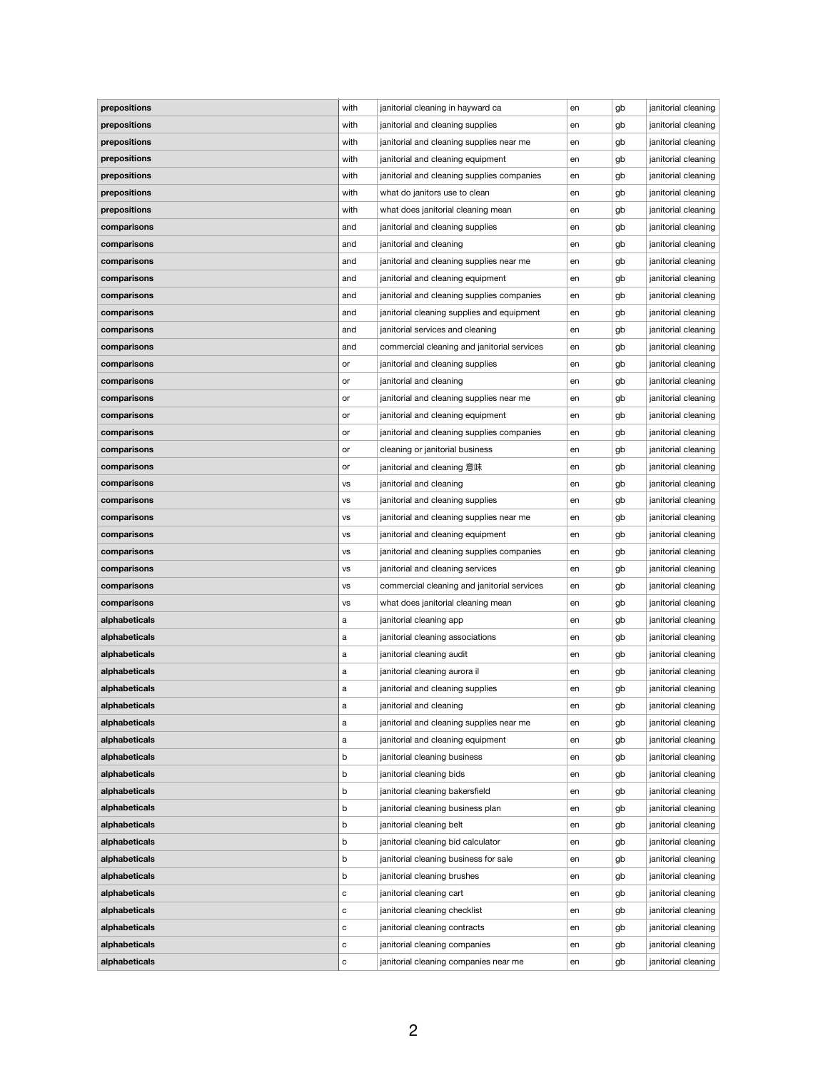| | | | | | |
|---|---|---|---|---|---|
| **prepositions** | with | janitorial cleaning in hayward ca | en | gb | janitorial cleaning |
| **prepositions** | with | janitorial and cleaning supplies | en | gb | janitorial cleaning |
| **prepositions** | with | janitorial and cleaning supplies near me | en | gb | janitorial cleaning |
| **prepositions** | with | janitorial and cleaning equipment | en | gb | janitorial cleaning |
| **prepositions** | with | janitorial and cleaning supplies companies | en | gb | janitorial cleaning |
| **prepositions** | with | what do janitors use to clean | en | gb | janitorial cleaning |
| **prepositions** | with | what does janitorial cleaning mean | en | gb | janitorial cleaning |
| **comparisons** | and | janitorial and cleaning supplies | en | gb | janitorial cleaning |
| **comparisons** | and | janitorial and cleaning | en | gb | janitorial cleaning |
| **comparisons** | and | janitorial and cleaning supplies near me | en | gb | janitorial cleaning |
| **comparisons** | and | janitorial and cleaning equipment | en | gb | janitorial cleaning |
| **comparisons** | and | janitorial and cleaning supplies companies | en | gb | janitorial cleaning |
| **comparisons** | and | janitorial cleaning supplies and equipment | en | gb | janitorial cleaning |
| **comparisons** | and | janitorial services and cleaning | en | gb | janitorial cleaning |
| **comparisons** | and | commercial cleaning and janitorial services | en | gb | janitorial cleaning |
| **comparisons** | or | janitorial and cleaning supplies | en | gb | janitorial cleaning |
| **comparisons** | or | janitorial and cleaning | en | gb | janitorial cleaning |
| **comparisons** | or | janitorial and cleaning supplies near me | en | gb | janitorial cleaning |
| **comparisons** | or | janitorial and cleaning equipment | en | gb | janitorial cleaning |
| **comparisons** | or | janitorial and cleaning supplies companies | en | gb | janitorial cleaning |
| **comparisons** | or | cleaning or janitorial business | en | gb | janitorial cleaning |
| **comparisons** | or | janitorial and cleaning 意味 | en | gb | janitorial cleaning |
| **comparisons** | vs | janitorial and cleaning | en | gb | janitorial cleaning |
| **comparisons** | vs | janitorial and cleaning supplies | en | gb | janitorial cleaning |
| **comparisons** | vs | janitorial and cleaning supplies near me | en | gb | janitorial cleaning |
| **comparisons** | vs | janitorial and cleaning equipment | en | gb | janitorial cleaning |
| **comparisons** | vs | janitorial and cleaning supplies companies | en | gb | janitorial cleaning |
| **comparisons** | vs | janitorial and cleaning services | en | gb | janitorial cleaning |
| **comparisons** | vs | commercial cleaning and janitorial services | en | gb | janitorial cleaning |
| **comparisons** | vs | what does janitorial cleaning mean | en | gb | janitorial cleaning |
| **alphabeticals** | a | janitorial cleaning app | en | gb | janitorial cleaning |
| **alphabeticals** | a | janitorial cleaning associations | en | gb | janitorial cleaning |
| **alphabeticals** | a | janitorial cleaning audit | en | gb | janitorial cleaning |
| **alphabeticals** | a | janitorial cleaning aurora il | en | gb | janitorial cleaning |
| **alphabeticals** | a | janitorial and cleaning supplies | en | gb | janitorial cleaning |
| **alphabeticals** | a | janitorial and cleaning | en | gb | janitorial cleaning |
| **alphabeticals** | a | janitorial and cleaning supplies near me | en | gb | janitorial cleaning |
| **alphabeticals** | a | janitorial and cleaning equipment | en | gb | janitorial cleaning |
| **alphabeticals** | b | janitorial cleaning business | en | gb | janitorial cleaning |
| **alphabeticals** | b | janitorial cleaning bids | en | gb | janitorial cleaning |
| **alphabeticals** | b | janitorial cleaning bakersfield | en | gb | janitorial cleaning |
| **alphabeticals** | b | janitorial cleaning business plan | en | gb | janitorial cleaning |
| **alphabeticals** | b | janitorial cleaning belt | en | gb | janitorial cleaning |
| **alphabeticals** | b | janitorial cleaning bid calculator | en | gb | janitorial cleaning |
| **alphabeticals** | b | janitorial cleaning business for sale | en | gb | janitorial cleaning |
| **alphabeticals** | b | janitorial cleaning brushes | en | gb | janitorial cleaning |
| **alphabeticals** | c | janitorial cleaning cart | en | gb | janitorial cleaning |
| **alphabeticals** | c | janitorial cleaning checklist | en | gb | janitorial cleaning |
| **alphabeticals** | c | janitorial cleaning contracts | en | gb | janitorial cleaning |
| **alphabeticals** | c | janitorial cleaning companies | en | gb | janitorial cleaning |
| **alphabeticals** | c | janitorial cleaning companies near me | en | gb | janitorial cleaning |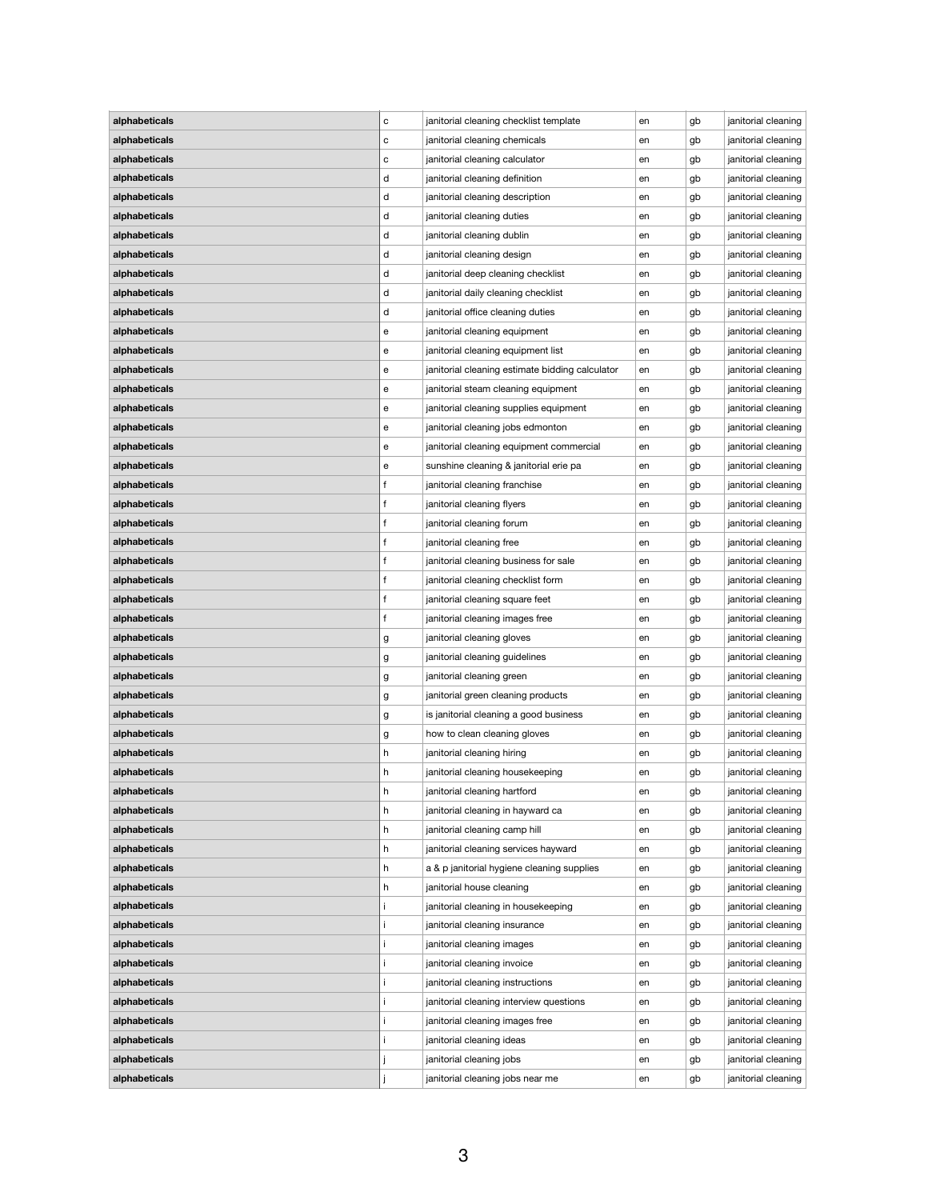| | | | | | |
|---|---|---|---|---|---|
| **alphabeticals** | c | janitorial cleaning checklist template | en | gb | janitorial cleaning |
| **alphabeticals** | c | janitorial cleaning chemicals | en | gb | janitorial cleaning |
| **alphabeticals** | c | janitorial cleaning calculator | en | gb | janitorial cleaning |
| **alphabeticals** | d | janitorial cleaning definition | en | gb | janitorial cleaning |
| **alphabeticals** | d | janitorial cleaning description | en | gb | janitorial cleaning |
| **alphabeticals** | d | janitorial cleaning duties | en | gb | janitorial cleaning |
| **alphabeticals** | d | janitorial cleaning dublin | en | gb | janitorial cleaning |
| **alphabeticals** | d | janitorial cleaning design | en | gb | janitorial cleaning |
| **alphabeticals** | d | janitorial deep cleaning checklist | en | gb | janitorial cleaning |
| **alphabeticals** | d | janitorial daily cleaning checklist | en | gb | janitorial cleaning |
| **alphabeticals** | d | janitorial office cleaning duties | en | gb | janitorial cleaning |
| **alphabeticals** | e | janitorial cleaning equipment | en | gb | janitorial cleaning |
| **alphabeticals** | e | janitorial cleaning equipment list | en | gb | janitorial cleaning |
| **alphabeticals** | e | janitorial cleaning estimate bidding calculator | en | gb | janitorial cleaning |
| **alphabeticals** | e | janitorial steam cleaning equipment | en | gb | janitorial cleaning |
| **alphabeticals** | e | janitorial cleaning supplies equipment | en | gb | janitorial cleaning |
| **alphabeticals** | e | janitorial cleaning jobs edmonton | en | gb | janitorial cleaning |
| **alphabeticals** | e | janitorial cleaning equipment commercial | en | gb | janitorial cleaning |
| **alphabeticals** | e | sunshine cleaning & janitorial erie pa | en | gb | janitorial cleaning |
| **alphabeticals** | f | janitorial cleaning franchise | en | gb | janitorial cleaning |
| **alphabeticals** | f | janitorial cleaning flyers | en | gb | janitorial cleaning |
| **alphabeticals** | f | janitorial cleaning forum | en | gb | janitorial cleaning |
| **alphabeticals** | f | janitorial cleaning free | en | gb | janitorial cleaning |
| **alphabeticals** | f | janitorial cleaning business for sale | en | gb | janitorial cleaning |
| **alphabeticals** | f | janitorial cleaning checklist form | en | gb | janitorial cleaning |
| **alphabeticals** | f | janitorial cleaning square feet | en | gb | janitorial cleaning |
| **alphabeticals** | f | janitorial cleaning images free | en | gb | janitorial cleaning |
| **alphabeticals** | g | janitorial cleaning gloves | en | gb | janitorial cleaning |
| **alphabeticals** | g | janitorial cleaning guidelines | en | gb | janitorial cleaning |
| **alphabeticals** | g | janitorial cleaning green | en | gb | janitorial cleaning |
| **alphabeticals** | g | janitorial green cleaning products | en | gb | janitorial cleaning |
| **alphabeticals** | g | is janitorial cleaning a good business | en | gb | janitorial cleaning |
| **alphabeticals** | g | how to clean cleaning gloves | en | gb | janitorial cleaning |
| **alphabeticals** | h | janitorial cleaning hiring | en | gb | janitorial cleaning |
| **alphabeticals** | h | janitorial cleaning housekeeping | en | gb | janitorial cleaning |
| **alphabeticals** | h | janitorial cleaning hartford | en | gb | janitorial cleaning |
| **alphabeticals** | h | janitorial cleaning in hayward ca | en | gb | janitorial cleaning |
| **alphabeticals** | h | janitorial cleaning camp hill | en | gb | janitorial cleaning |
| **alphabeticals** | h | janitorial cleaning services hayward | en | gb | janitorial cleaning |
| **alphabeticals** | h | a & p janitorial hygiene cleaning supplies | en | gb | janitorial cleaning |
| **alphabeticals** | h | janitorial house cleaning | en | gb | janitorial cleaning |
| **alphabeticals** | i | janitorial cleaning in housekeeping | en | gb | janitorial cleaning |
| **alphabeticals** | i | janitorial cleaning insurance | en | gb | janitorial cleaning |
| **alphabeticals** | i | janitorial cleaning images | en | gb | janitorial cleaning |
| **alphabeticals** | i | janitorial cleaning invoice | en | gb | janitorial cleaning |
| **alphabeticals** | i | janitorial cleaning instructions | en | gb | janitorial cleaning |
| **alphabeticals** | i | janitorial cleaning interview questions | en | gb | janitorial cleaning |
| **alphabeticals** | i | janitorial cleaning images free | en | gb | janitorial cleaning |
| **alphabeticals** | i | janitorial cleaning ideas | en | gb | janitorial cleaning |
| **alphabeticals** | j | janitorial cleaning jobs | en | gb | janitorial cleaning |
| **alphabeticals** | j | janitorial cleaning jobs near me | en | gb | janitorial cleaning |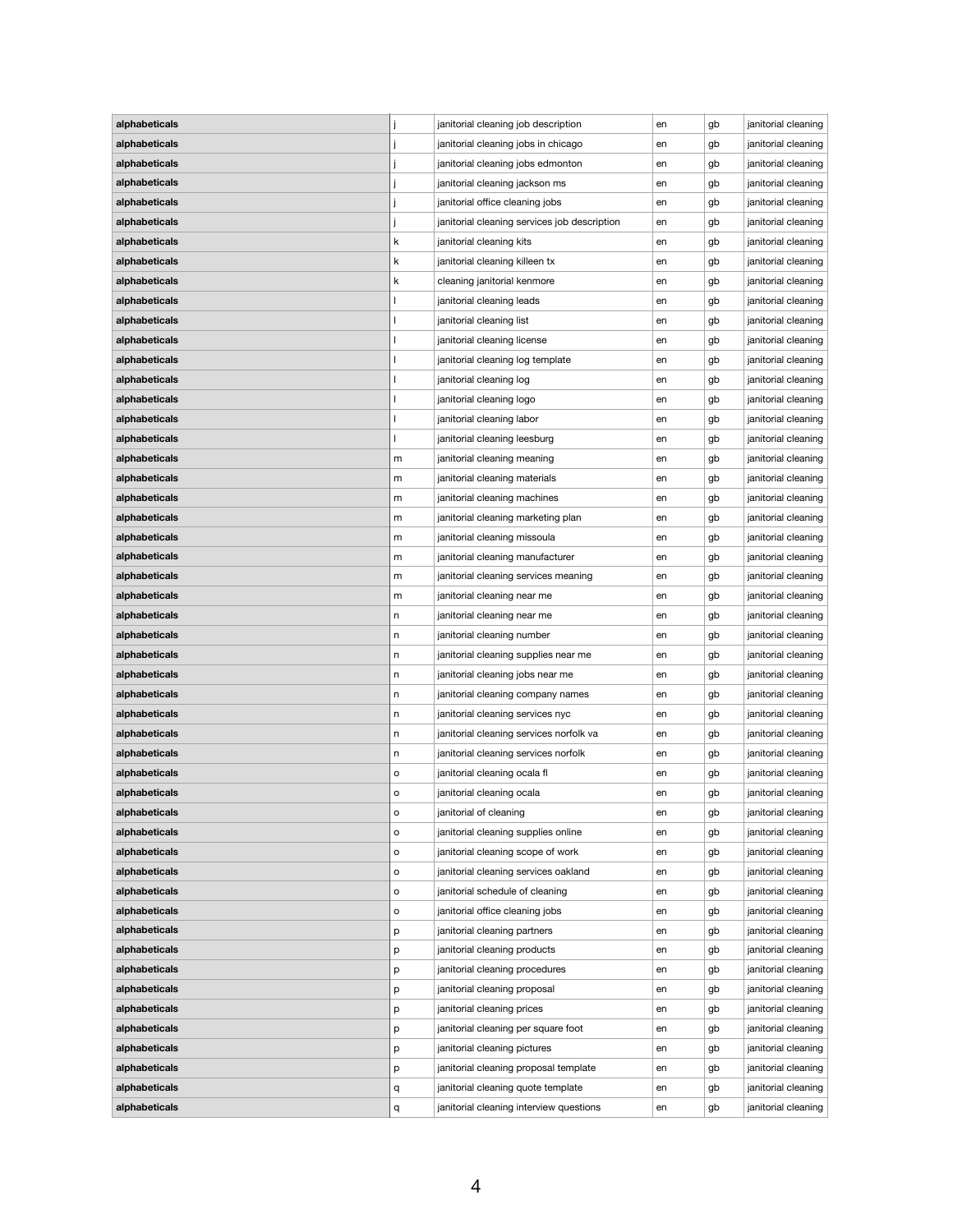| | | | | | |
|---|---|---|---|---|---|
| **alphabeticals** | j | janitorial cleaning job description | en | gb | janitorial cleaning |
| **alphabeticals** | j | janitorial cleaning jobs in chicago | en | gb | janitorial cleaning |
| **alphabeticals** | j | janitorial cleaning jobs edmonton | en | gb | janitorial cleaning |
| **alphabeticals** | j | janitorial cleaning jackson ms | en | gb | janitorial cleaning |
| **alphabeticals** | j | janitorial office cleaning jobs | en | gb | janitorial cleaning |
| **alphabeticals** | j | janitorial cleaning services job description | en | gb | janitorial cleaning |
| **alphabeticals** | k | janitorial cleaning kits | en | gb | janitorial cleaning |
| **alphabeticals** | k | janitorial cleaning killeen tx | en | gb | janitorial cleaning |
| **alphabeticals** | k | cleaning janitorial kenmore | en | gb | janitorial cleaning |
| **alphabeticals** | l | janitorial cleaning leads | en | gb | janitorial cleaning |
| **alphabeticals** | l | janitorial cleaning list | en | gb | janitorial cleaning |
| **alphabeticals** | l | janitorial cleaning license | en | gb | janitorial cleaning |
| **alphabeticals** | l | janitorial cleaning log template | en | gb | janitorial cleaning |
| **alphabeticals** | l | janitorial cleaning log | en | gb | janitorial cleaning |
| **alphabeticals** | l | janitorial cleaning logo | en | gb | janitorial cleaning |
| **alphabeticals** | l | janitorial cleaning labor | en | gb | janitorial cleaning |
| **alphabeticals** | l | janitorial cleaning leesburg | en | gb | janitorial cleaning |
| **alphabeticals** | m | janitorial cleaning meaning | en | gb | janitorial cleaning |
| **alphabeticals** | m | janitorial cleaning materials | en | gb | janitorial cleaning |
| **alphabeticals** | m | janitorial cleaning machines | en | gb | janitorial cleaning |
| **alphabeticals** | m | janitorial cleaning marketing plan | en | gb | janitorial cleaning |
| **alphabeticals** | m | janitorial cleaning missoula | en | gb | janitorial cleaning |
| **alphabeticals** | m | janitorial cleaning manufacturer | en | gb | janitorial cleaning |
| **alphabeticals** | m | janitorial cleaning services meaning | en | gb | janitorial cleaning |
| **alphabeticals** | m | janitorial cleaning near me | en | gb | janitorial cleaning |
| **alphabeticals** | n | janitorial cleaning near me | en | gb | janitorial cleaning |
| **alphabeticals** | n | janitorial cleaning number | en | gb | janitorial cleaning |
| **alphabeticals** | n | janitorial cleaning supplies near me | en | gb | janitorial cleaning |
| **alphabeticals** | n | janitorial cleaning jobs near me | en | gb | janitorial cleaning |
| **alphabeticals** | n | janitorial cleaning company names | en | gb | janitorial cleaning |
| **alphabeticals** | n | janitorial cleaning services nyc | en | gb | janitorial cleaning |
| **alphabeticals** | n | janitorial cleaning services norfolk va | en | gb | janitorial cleaning |
| **alphabeticals** | n | janitorial cleaning services norfolk | en | gb | janitorial cleaning |
| **alphabeticals** | o | janitorial cleaning ocala fl | en | gb | janitorial cleaning |
| **alphabeticals** | o | janitorial cleaning ocala | en | gb | janitorial cleaning |
| **alphabeticals** | o | janitorial of cleaning | en | gb | janitorial cleaning |
| **alphabeticals** | o | janitorial cleaning supplies online | en | gb | janitorial cleaning |
| **alphabeticals** | o | janitorial cleaning scope of work | en | gb | janitorial cleaning |
| **alphabeticals** | o | janitorial cleaning services oakland | en | gb | janitorial cleaning |
| **alphabeticals** | o | janitorial schedule of cleaning | en | gb | janitorial cleaning |
| **alphabeticals** | o | janitorial office cleaning jobs | en | gb | janitorial cleaning |
| **alphabeticals** | p | janitorial cleaning partners | en | gb | janitorial cleaning |
| **alphabeticals** | p | janitorial cleaning products | en | gb | janitorial cleaning |
| **alphabeticals** | p | janitorial cleaning procedures | en | gb | janitorial cleaning |
| **alphabeticals** | p | janitorial cleaning proposal | en | gb | janitorial cleaning |
| **alphabeticals** | p | janitorial cleaning prices | en | gb | janitorial cleaning |
| **alphabeticals** | p | janitorial cleaning per square foot | en | gb | janitorial cleaning |
| **alphabeticals** | p | janitorial cleaning pictures | en | gb | janitorial cleaning |
| **alphabeticals** | p | janitorial cleaning proposal template | en | gb | janitorial cleaning |
| **alphabeticals** | q | janitorial cleaning quote template | en | gb | janitorial cleaning |
| **alphabeticals** | q | janitorial cleaning interview questions | en | gb | janitorial cleaning |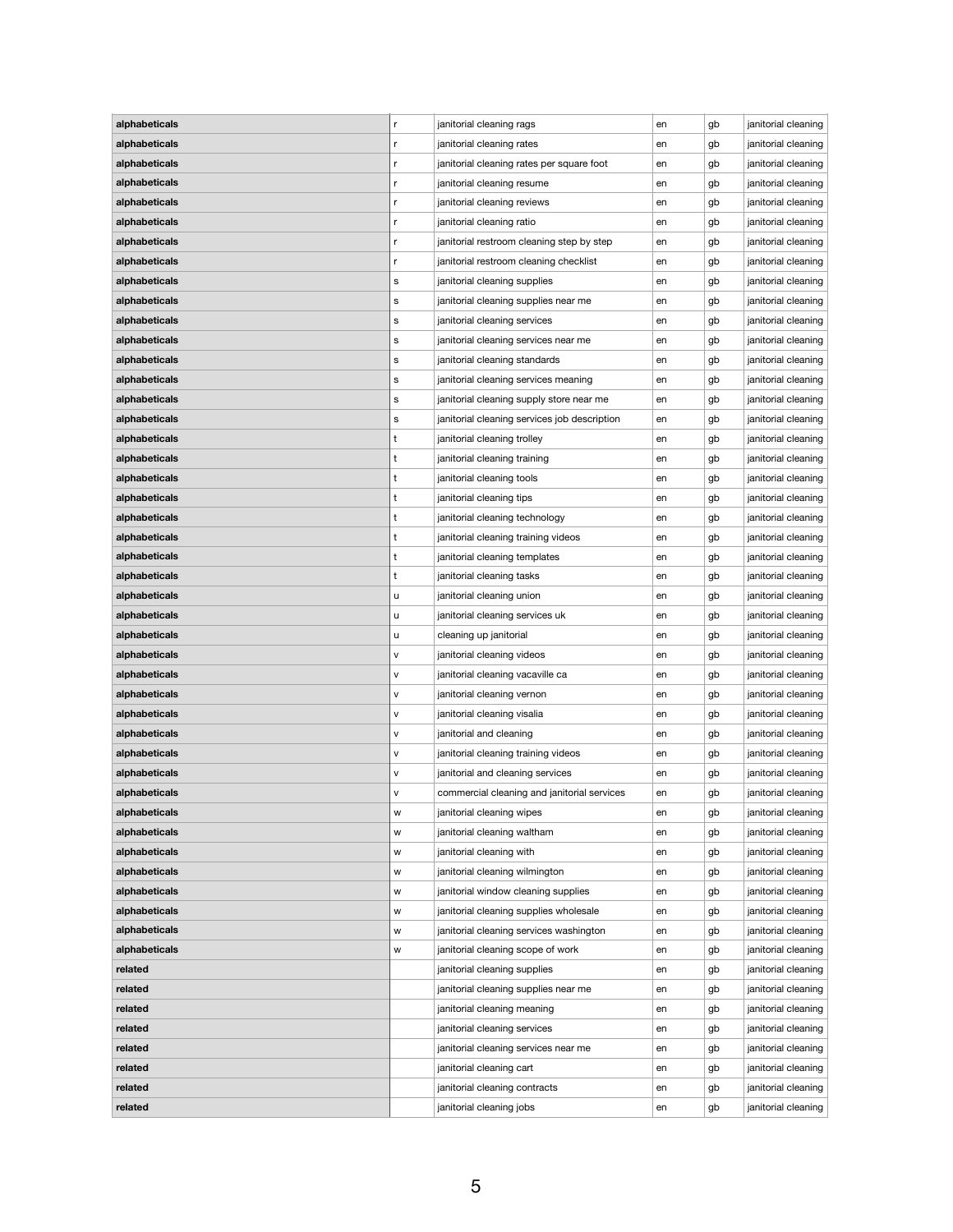| | | | | | |
|---|---|---|---|---|---|
| **alphabeticals** | r | janitorial cleaning rags | en | gb | janitorial cleaning |
| **alphabeticals** | r | janitorial cleaning rates | en | gb | janitorial cleaning |
| **alphabeticals** | r | janitorial cleaning rates per square foot | en | gb | janitorial cleaning |
| **alphabeticals** | r | janitorial cleaning resume | en | gb | janitorial cleaning |
| **alphabeticals** | r | janitorial cleaning reviews | en | gb | janitorial cleaning |
| **alphabeticals** | r | janitorial cleaning ratio | en | gb | janitorial cleaning |
| **alphabeticals** | r | janitorial restroom cleaning step by step | en | gb | janitorial cleaning |
| **alphabeticals** | r | janitorial restroom cleaning checklist | en | gb | janitorial cleaning |
| **alphabeticals** | s | janitorial cleaning supplies | en | gb | janitorial cleaning |
| **alphabeticals** | s | janitorial cleaning supplies near me | en | gb | janitorial cleaning |
| **alphabeticals** | s | janitorial cleaning services | en | gb | janitorial cleaning |
| **alphabeticals** | s | janitorial cleaning services near me | en | gb | janitorial cleaning |
| **alphabeticals** | s | janitorial cleaning standards | en | gb | janitorial cleaning |
| **alphabeticals** | s | janitorial cleaning services meaning | en | gb | janitorial cleaning |
| **alphabeticals** | s | janitorial cleaning supply store near me | en | gb | janitorial cleaning |
| **alphabeticals** | s | janitorial cleaning services job description | en | gb | janitorial cleaning |
| **alphabeticals** | t | janitorial cleaning trolley | en | gb | janitorial cleaning |
| **alphabeticals** | t | janitorial cleaning training | en | gb | janitorial cleaning |
| **alphabeticals** | t | janitorial cleaning tools | en | gb | janitorial cleaning |
| **alphabeticals** | t | janitorial cleaning tips | en | gb | janitorial cleaning |
| **alphabeticals** | t | janitorial cleaning technology | en | gb | janitorial cleaning |
| **alphabeticals** | t | janitorial cleaning training videos | en | gb | janitorial cleaning |
| **alphabeticals** | t | janitorial cleaning templates | en | gb | janitorial cleaning |
| **alphabeticals** | t | janitorial cleaning tasks | en | gb | janitorial cleaning |
| **alphabeticals** | u | janitorial cleaning union | en | gb | janitorial cleaning |
| **alphabeticals** | u | janitorial cleaning services uk | en | gb | janitorial cleaning |
| **alphabeticals** | u | cleaning up janitorial | en | gb | janitorial cleaning |
| **alphabeticals** | v | janitorial cleaning videos | en | gb | janitorial cleaning |
| **alphabeticals** | v | janitorial cleaning vacaville ca | en | gb | janitorial cleaning |
| **alphabeticals** | v | janitorial cleaning vernon | en | gb | janitorial cleaning |
| **alphabeticals** | v | janitorial cleaning visalia | en | gb | janitorial cleaning |
| **alphabeticals** | v | janitorial and cleaning | en | gb | janitorial cleaning |
| **alphabeticals** | v | janitorial cleaning training videos | en | gb | janitorial cleaning |
| **alphabeticals** | v | janitorial and cleaning services | en | gb | janitorial cleaning |
| **alphabeticals** | v | commercial cleaning and janitorial services | en | gb | janitorial cleaning |
| **alphabeticals** | w | janitorial cleaning wipes | en | gb | janitorial cleaning |
| **alphabeticals** | w | janitorial cleaning waltham | en | gb | janitorial cleaning |
| **alphabeticals** | w | janitorial cleaning with | en | gb | janitorial cleaning |
| **alphabeticals** | w | janitorial cleaning wilmington | en | gb | janitorial cleaning |
| **alphabeticals** | w | janitorial window cleaning supplies | en | gb | janitorial cleaning |
| **alphabeticals** | w | janitorial cleaning supplies wholesale | en | gb | janitorial cleaning |
| **alphabeticals** | w | janitorial cleaning services washington | en | gb | janitorial cleaning |
| **alphabeticals** | w | janitorial cleaning scope of work | en | gb | janitorial cleaning |
| **related** | | janitorial cleaning supplies | en | gb | janitorial cleaning |
| **related** | | janitorial cleaning supplies near me | en | gb | janitorial cleaning |
| **related** | | janitorial cleaning meaning | en | gb | janitorial cleaning |
| **related** | | janitorial cleaning services | en | gb | janitorial cleaning |
| **related** | | janitorial cleaning services near me | en | gb | janitorial cleaning |
| **related** | | janitorial cleaning cart | en | gb | janitorial cleaning |
| **related** | | janitorial cleaning contracts | en | gb | janitorial cleaning |
| **related** | | janitorial cleaning jobs | en | gb | janitorial cleaning |